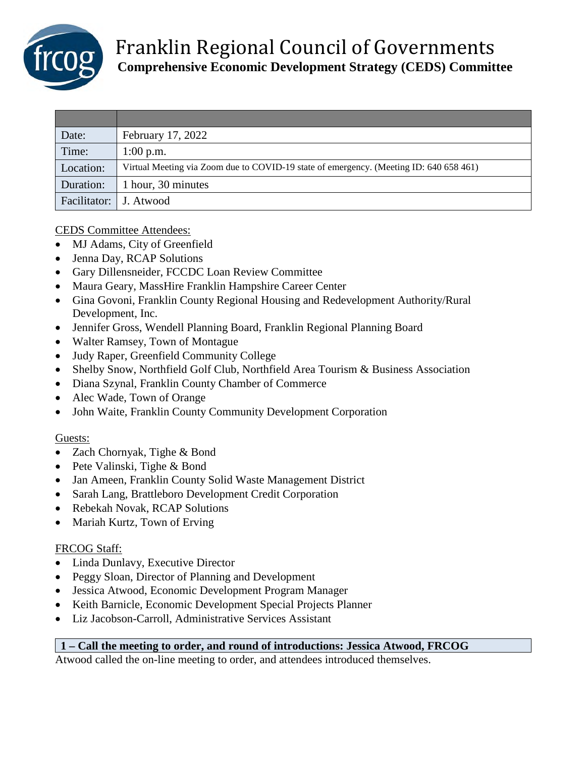# Franklin Regional Council of Governments
## Comprehensive Economic Development Strategy (CEDS) Committee

| | |
|---|---|
| Date: | February 17, 2022 |
| Time: | 1:00 p.m. |
| Location: | Virtual Meeting via Zoom due to COVID-19 state of emergency. (Meeting ID: 640 658 461) |
| Duration: | 1 hour, 30 minutes |
| Facilitator: | J. Atwood |

CEDS Committee Attendees:

- MJ Adams, City of Greenfield
- Jenna Day, RCAP Solutions
- Gary Dillensneider, FCCDC Loan Review Committee
- Maura Geary, MassHire Franklin Hampshire Career Center
- Gina Govoni, Franklin County Regional Housing and Redevelopment Authority/Rural Development, Inc.
- Jennifer Gross, Wendell Planning Board, Franklin Regional Planning Board
- Walter Ramsey, Town of Montague
- Judy Raper, Greenfield Community College
- Shelby Snow, Northfield Golf Club, Northfield Area Tourism & Business Association
- Diana Szynal, Franklin County Chamber of Commerce
- Alec Wade, Town of Orange
- John Waite, Franklin County Community Development Corporation

Guests:

- Zach Chornyak, Tighe & Bond
- Pete Valinski, Tighe & Bond
- Jan Ameen, Franklin County Solid Waste Management District
- Sarah Lang, Brattleboro Development Credit Corporation
- Rebekah Novak, RCAP Solutions
- Mariah Kurtz, Town of Erving

FRCOG Staff:

- Linda Dunlavy, Executive Director
- Peggy Sloan, Director of Planning and Development
- Jessica Atwood, Economic Development Program Manager
- Keith Barnicle, Economic Development Special Projects Planner
- Liz Jacobson-Carroll, Administrative Services Assistant

**1 – Call the meeting to order, and round of introductions: Jessica Atwood, FRCOG**

Atwood called the on-line meeting to order, and attendees introduced themselves.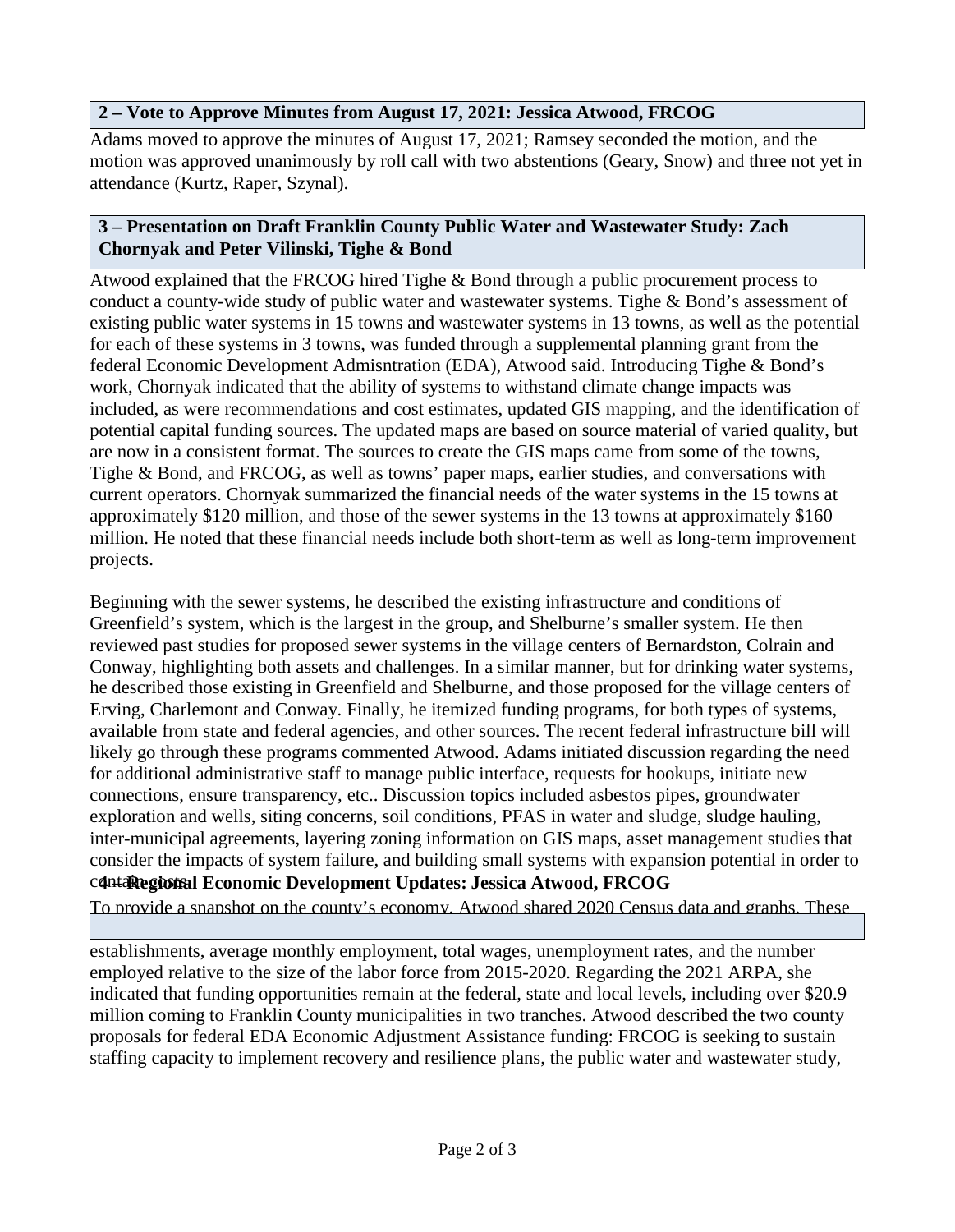## 2 – Vote to Approve Minutes from August 17, 2021: Jessica Atwood, FRCOG

Adams moved to approve the minutes of August 17, 2021; Ramsey seconded the motion, and the motion was approved unanimously by roll call with two abstentions (Geary, Snow) and three not yet in attendance (Kurtz, Raper, Szynal).

## 3 – Presentation on Draft Franklin County Public Water and Wastewater Study: Zach Chornyak and Peter Vilinski, Tighe & Bond

Atwood explained that the FRCOG hired Tighe & Bond through a public procurement process to conduct a county-wide study of public water and wastewater systems. Tighe & Bond's assessment of existing public water systems in 15 towns and wastewater systems in 13 towns, as well as the potential for each of these systems in 3 towns, was funded through a supplemental planning grant from the federal Economic Development Admisntration (EDA), Atwood said. Introducing Tighe & Bond's work, Chornyak indicated that the ability of systems to withstand climate change impacts was included, as were recommendations and cost estimates, updated GIS mapping, and the identification of potential capital funding sources. The updated maps are based on source material of varied quality, but are now in a consistent format. The sources to create the GIS maps came from some of the towns, Tighe & Bond, and FRCOG, as well as towns' paper maps, earlier studies, and conversations with current operators. Chornyak summarized the financial needs of the water systems in the 15 towns at approximately $120 million, and those of the sewer systems in the 13 towns at approximately $160 million. He noted that these financial needs include both short-term as well as long-term improvement projects.

Beginning with the sewer systems, he described the existing infrastructure and conditions of Greenfield's system, which is the largest in the group, and Shelburne's smaller system. He then reviewed past studies for proposed sewer systems in the village centers of Bernardston, Colrain and Conway, highlighting both assets and challenges. In a similar manner, but for drinking water systems, he described those existing in Greenfield and Shelburne, and those proposed for the village centers of Erving, Charlemont and Conway. Finally, he itemized funding programs, for both types of systems, available from state and federal agencies, and other sources. The recent federal infrastructure bill will likely go through these programs commented Atwood. Adams initiated discussion regarding the need for additional administrative staff to manage public interface, requests for hookups, initiate new connections, ensure transparency, etc.. Discussion topics included asbestos pipes, groundwater exploration and wells, siting concerns, soil conditions, PFAS in water and sludge, sludge hauling, inter-municipal agreements, layering zoning information on GIS maps, asset management studies that consider the impacts of system failure, and building small systems with expansion potential in order to contain costs.

## 4 – Regional Economic Development Updates: Jessica Atwood, FRCOG

To provide a snapshot on the county's economy, Atwood shared 2020 Census data and graphs. These establishments, average monthly employment, total wages, unemployment rates, and the number employed relative to the size of the labor force from 2015-2020. Regarding the 2021 ARPA, she indicated that funding opportunities remain at the federal, state and local levels, including over $20.9 million coming to Franklin County municipalities in two tranches. Atwood described the two county proposals for federal EDA Economic Adjustment Assistance funding: FRCOG is seeking to sustain staffing capacity to implement recovery and resilience plans, the public water and wastewater study,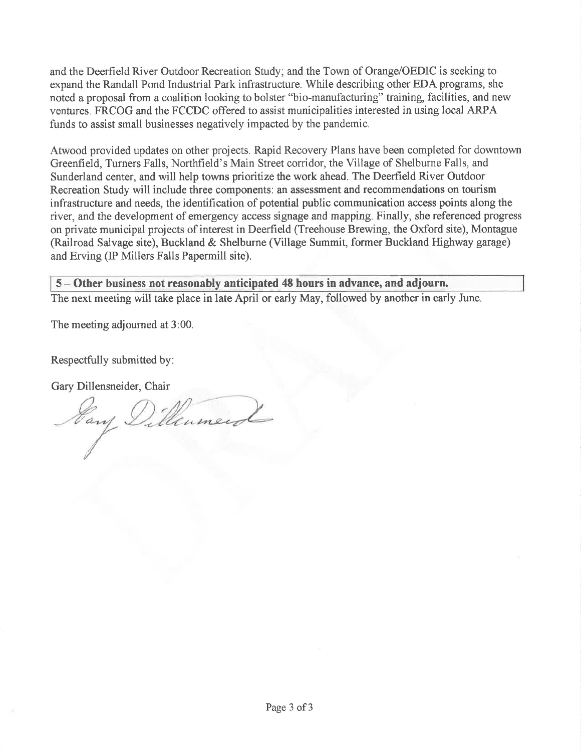and the Deerfield River Outdoor Recreation Study; and the Town of Orange/OEDIC is seeking to expand the Randall Pond Industrial Park infrastructure. While describing other EDA programs, she noted a proposal from a coalition looking to bolster "bio-manufacturing" training, facilities, and new ventures. FRCOG and the FCCDC offered to assist municipalities interested in using local ARPA funds to assist small businesses negatively impacted by the pandemic.

Atwood provided updates on other projects. Rapid Recovery Plans have been completed for downtown Greenfield, Turners Falls, Northfield's Main Street corridor, the Village of Shelburne Falls, and Sunderland center, and will help towns prioritize the work ahead. The Deerfield River Outdoor Recreation Study will include three components: an assessment and recommendations on tourism infrastructure and needs, the identification of potential public communication access points along the river, and the development of emergency access signage and mapping. Finally, she referenced progress on private municipal projects of interest in Deerfield (Treehouse Brewing, the Oxford site), Montague (Railroad Salvage site), Buckland & Shelburne (Village Summit, former Buckland Highway garage) and Erving (IP Millers Falls Papermill site).

**5 – Other business not reasonably anticipated 48 hours in advance, and adjourn.**

The next meeting will take place in late April or early May, followed by another in early June.

The meeting adjourned at 3:00.

Respectfully submitted by:

Gary Dillensneider, Chair

Gary Dillensneider